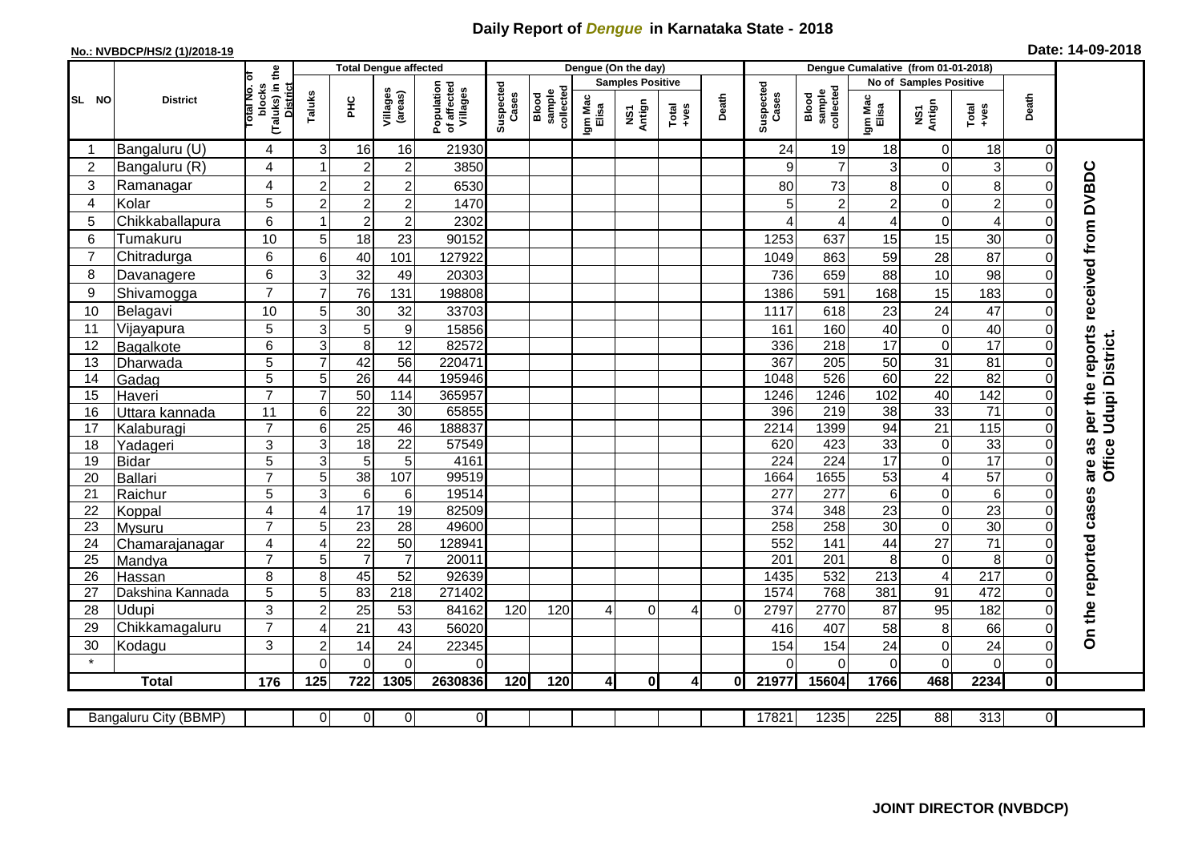# Daily Report of *Dengue* in Karnataka State - 2018

**No.: NVBDCP/HS/2 (1)/2018-19**

**Date: 14-09-2018**

| SL NO | District | Total No. of blocks (Taluks) in the District | Total Dengue affected | | | | Dengue (On the day) | | | | | | Dengue Cumalative (from 01-01-2018) | | | | | | |
|---|---|---|---|---|---|---|---|---|---|---|---|---|---|---|---|---|---|---|---|
| | | | Taluks | PHC | Villages (areas) | Population of affected Villages | Suspected Cases | Blood sample collected | Samples Positive | | | Death | Suspected Cases | Blood sample collected | No of Samples Positive | | | Death | |
| | | | | | | | | | Igm Mac Elisa | NS1 Antign | Total +ves | | | | Igm Mac Elisa | NS1 Antign | Total +ves | | |
| 1 | Bangaluru (U) | 4 | 3 | 16 | 16 | 21930 | | | | | | | 24 | 19 | 18 | 0 | 18 | 0 | On the reported cases are as per the reports received from DVBDC Office Udupi District. |
| 2 | Bangaluru (R) | 4 | 1 | 2 | 2 | 3850 | | | | | | | 9 | 7 | 3 | 0 | 3 | 0 | |
| 3 | Ramanagar | 4 | 2 | 2 | 2 | 6530 | | | | | | | 80 | 73 | 8 | 0 | 8 | 0 | |
| 4 | Kolar | 5 | 2 | 2 | 2 | 1470 | | | | | | | 5 | 2 | 2 | 0 | 2 | 0 | |
| 5 | Chikkaballapura | 6 | 1 | 2 | 2 | 2302 | | | | | | | 4 | 4 | 4 | 0 | 4 | 0 | |
| 6 | Tumakuru | 10 | 5 | 18 | 23 | 90152 | | | | | | | 1253 | 637 | 15 | 15 | 30 | 0 | |
| 7 | Chitradurga | 6 | 6 | 40 | 101 | 127922 | | | | | | | 1049 | 863 | 59 | 28 | 87 | 0 | |
| 8 | Davanagere | 6 | 3 | 32 | 49 | 20303 | | | | | | | 736 | 659 | 88 | 10 | 98 | 0 | |
| 9 | Shivamogga | 7 | 7 | 76 | 131 | 198808 | | | | | | | 1386 | 591 | 168 | 15 | 183 | 0 | |
| 10 | Belagavi | 10 | 5 | 30 | 32 | 33703 | | | | | | | 1117 | 618 | 23 | 24 | 47 | 0 | |
| 11 | Vijayapura | 5 | 3 | 5 | 9 | 15856 | | | | | | | 161 | 160 | 40 | 0 | 40 | 0 | |
| 12 | Bagalkote | 6 | 3 | 8 | 12 | 82572 | | | | | | | 336 | 218 | 17 | 0 | 17 | 0 | |
| 13 | Dharwada | 5 | 7 | 42 | 56 | 220471 | | | | | | | 367 | 205 | 50 | 31 | 81 | 0 | |
| 14 | Gadag | 5 | 5 | 26 | 44 | 195946 | | | | | | | 1048 | 526 | 60 | 22 | 82 | 0 | |
| 15 | Haveri | 7 | 7 | 50 | 114 | 365957 | | | | | | | 1246 | 1246 | 102 | 40 | 142 | 0 | |
| 16 | Uttara kannada | 11 | 6 | 22 | 30 | 65855 | | | | | | | 396 | 219 | 38 | 33 | 71 | 0 | |
| 17 | Kalaburagi | 7 | 6 | 25 | 46 | 188837 | | | | | | | 2214 | 1399 | 94 | 21 | 115 | 0 | |
| 18 | Yadageri | 3 | 3 | 18 | 22 | 57549 | | | | | | | 620 | 423 | 33 | 0 | 33 | 0 | |
| 19 | Bidar | 5 | 3 | 5 | 5 | 4161 | | | | | | | 224 | 224 | 17 | 0 | 17 | 0 | |
| 20 | Ballari | 7 | 5 | 38 | 107 | 99519 | | | | | | | 1664 | 1655 | 53 | 4 | 57 | 0 | |
| 21 | Raichur | 5 | 3 | 6 | 6 | 19514 | | | | | | | 277 | 277 | 6 | 0 | 6 | 0 | |
| 22 | Koppal | 4 | 4 | 17 | 19 | 82509 | | | | | | | 374 | 348 | 23 | 0 | 23 | 0 | |
| 23 | Mysuru | 7 | 5 | 23 | 28 | 49600 | | | | | | | 258 | 258 | 30 | 0 | 30 | 0 | |
| 24 | Chamarajanagar | 4 | 4 | 22 | 50 | 128941 | | | | | | | 552 | 141 | 44 | 27 | 71 | 0 | |
| 25 | Mandya | 7 | 5 | 7 | 7 | 20011 | | | | | | | 201 | 201 | 8 | 0 | 8 | 0 | |
| 26 | Hassan | 8 | 8 | 45 | 52 | 92639 | | | | | | | 1435 | 532 | 213 | 4 | 217 | 0 | |
| 27 | Dakshina Kannada | 5 | 5 | 83 | 218 | 271402 | | | | | | | 1574 | 768 | 381 | 91 | 472 | 0 | |
| 28 | Udupi | 3 | 2 | 25 | 53 | 84162 | 120 | 120 | 4 | 0 | 4 | 0 | 2797 | 2770 | 87 | 95 | 182 | 0 | |
| 29 | Chikkamagaluru | 7 | 4 | 21 | 43 | 56020 | | | | | | | 416 | 407 | 58 | 8 | 66 | 0 | |
| 30 | Kodagu | 3 | 2 | 14 | 24 | 22345 | | | | | | | 154 | 154 | 24 | 0 | 24 | 0 | |
| * | | | 0 | 0 | 0 | 0 | | | | | | | 0 | 0 | 0 | 0 | 0 | 0 | |
| **Total** | | **176** | **125** | **722** | **1305** | **2630836** | **120** | **120** | **4** | **0** | **4** | **0** | **21977** | **15604** | **1766** | **468** | **2234** | **0** | |

| Bangaluru City (BBMP) | | 0 | 0 | 0 | 0 | | | | | | | 17821 | 1235 | 225 | 88 | 313 | 0 | |
|---|---|---|---|---|---|---|---|---|---|---|---|---|---|---|---|---|---|---|

**JOINT DIRECTOR (NVBDCP)**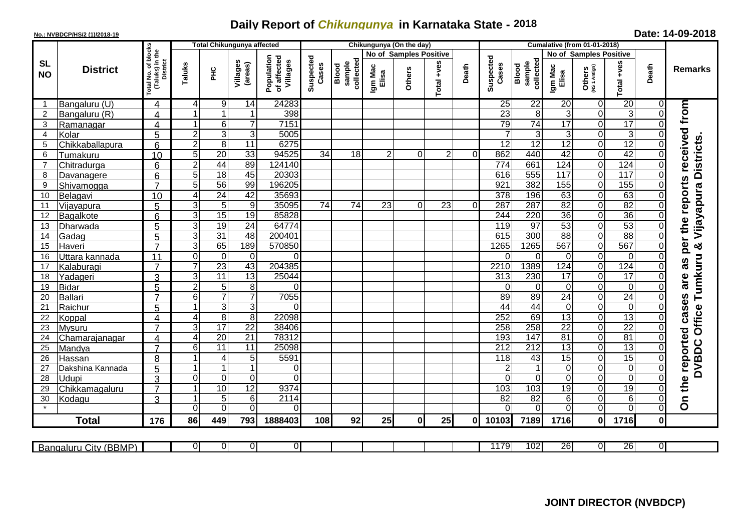# Daily Report of *Chikungunya* in Karnataka State - 2018

**No.: NVBDCP/HS/2 (1)/2018-19**

**Date: 14-09-2018**

| SL NO | District | Total No. of blocks (Taluks) in the District | Total Chikungunya affected | | | | Chikungunya (On the day) | | | | | | | Cumalative (from 01-01-2018) | | | | | | | Remarks |
|---|---|---|---|---|---|---|---|---|---|---|---|---|---|---|---|---|---|---|---|---|---|
| | | | Taluks | PHC | Villages (areas) | Population of affected Villages | Suspected Cases | Blood sample collected | No of Samples Positive | | | Death | Suspected Cases | Blood sample collected | No of Samples Positive | | | Death | |
| | | | | | | | | | Igm Mac Elisa | Others | Total +ves | | | | Igm Mac Elisa | Others (NS 1 Antign) | Total +ves | | |
| 1 | Bangaluru (U) | 4 | 4 | 9 | 14 | 24283 | | | | | | | 25 | 22 | 20 | 0 | 20 | 0 | On the reported cases are as per the reports received from DVBDC Office Tumkuru & Vijayapura Districts. |
| 2 | Bangaluru (R) | 4 | 1 | 1 | 1 | 398 | | | | | | | 23 | 8 | 3 | 0 | 3 | 0 | |
| 3 | Ramanagar | 4 | 1 | 6 | 7 | 7151 | | | | | | | 79 | 74 | 17 | 0 | 17 | 0 | |
| 4 | Kolar | 5 | 2 | 3 | 3 | 5005 | | | | | | | 7 | 3 | 3 | 0 | 3 | 0 | |
| 5 | Chikkaballapura | 6 | 2 | 8 | 11 | 6275 | | | | | | | 12 | 12 | 12 | 0 | 12 | 0 | |
| 6 | Tumakuru | 10 | 5 | 20 | 33 | 94525 | 34 | 18 | 2 | 0 | 2 | 0 | 862 | 440 | 42 | 0 | 42 | 0 | |
| 7 | Chitradurga | 6 | 2 | 44 | 89 | 124140 | | | | | | | 774 | 661 | 124 | 0 | 124 | 0 | |
| 8 | Davanagere | 6 | 5 | 18 | 45 | 20303 | | | | | | | 616 | 555 | 117 | 0 | 117 | 0 | |
| 9 | Shivamogga | 7 | 5 | 56 | 99 | 196205 | | | | | | | 921 | 382 | 155 | 0 | 155 | 0 | |
| 10 | Belagavi | 10 | 4 | 24 | 42 | 35693 | | | | | | | 378 | 196 | 63 | 0 | 63 | 0 | |
| 11 | Vijayapura | 5 | 3 | 5 | 9 | 35095 | 74 | 74 | 23 | 0 | 23 | 0 | 287 | 287 | 82 | 0 | 82 | 0 | |
| 12 | Bagalkote | 6 | 3 | 15 | 19 | 85828 | | | | | | | 244 | 220 | 36 | 0 | 36 | 0 | |
| 13 | Dharwada | 5 | 3 | 19 | 24 | 64774 | | | | | | | 119 | 97 | 53 | 0 | 53 | 0 | |
| 14 | Gadag | 5 | 3 | 31 | 48 | 200401 | | | | | | | 615 | 300 | 88 | 0 | 88 | 0 | |
| 15 | Haveri | 7 | 3 | 65 | 189 | 570850 | | | | | | | 1265 | 1265 | 567 | 0 | 567 | 0 | |
| 16 | Uttara kannada | 11 | 0 | 0 | 0 | 0 | | | | | | | 0 | 0 | 0 | 0 | 0 | 0 | |
| 17 | Kalaburagi | 7 | 7 | 23 | 43 | 204385 | | | | | | | 2210 | 1389 | 124 | 0 | 124 | 0 | |
| 18 | Yadageri | 3 | 3 | 11 | 13 | 25044 | | | | | | | 313 | 230 | 17 | 0 | 17 | 0 | |
| 19 | Bidar | 5 | 2 | 5 | 8 | 0 | | | | | | | 0 | 0 | 0 | 0 | 0 | 0 | |
| 20 | Ballari | 7 | 6 | 7 | 7 | 7055 | | | | | | | 89 | 89 | 24 | 0 | 24 | 0 | |
| 21 | Raichur | 5 | 1 | 3 | 3 | 0 | | | | | | | 44 | 44 | 0 | 0 | 0 | 0 | |
| 22 | Koppal | 4 | 4 | 8 | 8 | 22098 | | | | | | | 252 | 69 | 13 | 0 | 13 | 0 | |
| 23 | Mysuru | 7 | 3 | 17 | 22 | 38406 | | | | | | | 258 | 258 | 22 | 0 | 22 | 0 | |
| 24 | Chamarajanagar | 4 | 4 | 20 | 21 | 78312 | | | | | | | 193 | 147 | 81 | 0 | 81 | 0 | |
| 25 | Mandya | 7 | 6 | 11 | 11 | 25098 | | | | | | | 212 | 212 | 13 | 0 | 13 | 0 | |
| 26 | Hassan | 8 | 1 | 4 | 5 | 5591 | | | | | | | 118 | 43 | 15 | 0 | 15 | 0 | |
| 27 | Dakshina Kannada | 5 | 1 | 1 | 1 | 0 | | | | | | | 2 | 1 | 0 | 0 | 0 | 0 | |
| 28 | Udupi | 3 | 0 | 0 | 0 | 0 | | | | | | | 0 | 0 | 0 | 0 | 0 | 0 | |
| 29 | Chikkamagaluru | 7 | 1 | 10 | 12 | 9374 | | | | | | | 103 | 103 | 19 | 0 | 19 | 0 | |
| 30 | Kodagu | 3 | 1 | 5 | 6 | 2114 | | | | | | | 82 | 82 | 6 | 0 | 6 | 0 | |
| * | | | 0 | 0 | 0 | 0 | | | | | | | 0 | 0 | 0 | 0 | 0 | 0 | |
| **Total** | | **176** | **86** | **449** | **793** | **1888403** | **108** | **92** | **25** | **0** | **25** | **0** | **10103** | **7189** | **1716** | **0** | **1716** | **0** | |

| Bangaluru City (BBMP) | | 0 | 0 | 0 | 0 | | | | | | | 1179 | 102 | 26 | 0 | 26 | 0 | |
|---|---|---|---|---|---|---|---|---|---|---|---|---|---|---|---|---|---|---|

**JOINT DIRECTOR (NVBDCP)**